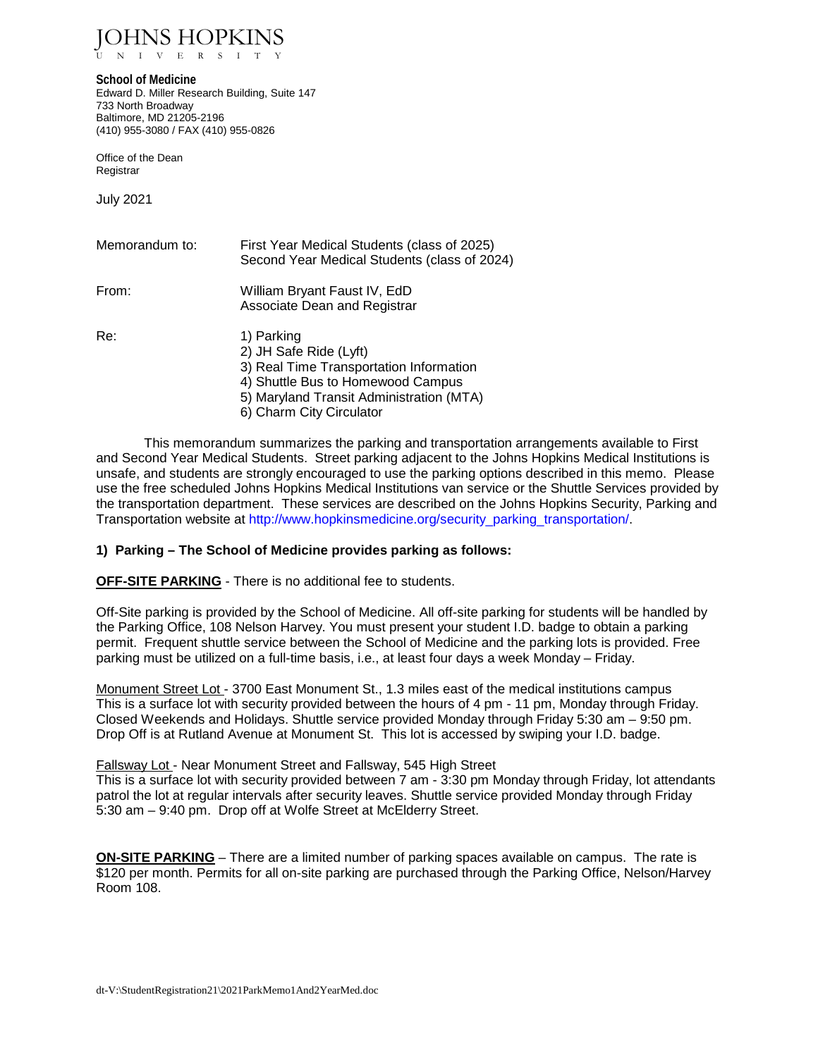# JOHNS HOPKINS
UNIVERSITY

**School of Medicine**
Edward D. Miller Research Building, Suite 147
733 North Broadway
Baltimore, MD 21205-2196
(410) 955-3080 / FAX (410) 955-0826

Office of the Dean
Registrar

July 2021

| | |
|---|---|
| Memorandum to: | First Year Medical Students (class of 2025)<br>Second Year Medical Students (class of 2024) |
| From: | William Bryant Faust IV, EdD<br>Associate Dean and Registrar |
| Re: | 1) Parking<br>2) JH Safe Ride (Lyft)<br>3) Real Time Transportation Information<br>4) Shuttle Bus to Homewood Campus<br>5) Maryland Transit Administration (MTA)<br>6) Charm City Circulator |

This memorandum summarizes the parking and transportation arrangements available to First and Second Year Medical Students. Street parking adjacent to the Johns Hopkins Medical Institutions is unsafe, and students are strongly encouraged to use the parking options described in this memo. Please use the free scheduled Johns Hopkins Medical Institutions van service or the Shuttle Services provided by the transportation department. These services are described on the Johns Hopkins Security, Parking and Transportation website at http://www.hopkinsmedicine.org/security_parking_transportation/.

### 1) Parking – The School of Medicine provides parking as follows:

**OFF-SITE PARKING** - There is no additional fee to students.

Off-Site parking is provided by the School of Medicine. All off-site parking for students will be handled by the Parking Office, 108 Nelson Harvey. You must present your student I.D. badge to obtain a parking permit. Frequent shuttle service between the School of Medicine and the parking lots is provided. Free parking must be utilized on a full-time basis, i.e., at least four days a week Monday – Friday.

Monument Street Lot - 3700 East Monument St., 1.3 miles east of the medical institutions campus
This is a surface lot with security provided between the hours of 4 pm - 11 pm, Monday through Friday. Closed Weekends and Holidays. Shuttle service provided Monday through Friday 5:30 am – 9:50 pm. Drop Off is at Rutland Avenue at Monument St. This lot is accessed by swiping your I.D. badge.

Fallsway Lot - Near Monument Street and Fallsway, 545 High Street
This is a surface lot with security provided between 7 am - 3:30 pm Monday through Friday, lot attendants patrol the lot at regular intervals after security leaves. Shuttle service provided Monday through Friday 5:30 am – 9:40 pm. Drop off at Wolfe Street at McElderry Street.

**ON-SITE PARKING** – There are a limited number of parking spaces available on campus. The rate is $120 per month. Permits for all on-site parking are purchased through the Parking Office, Nelson/Harvey Room 108.

dt-V:\StudentRegistration21\2021ParkMemo1And2YearMed.doc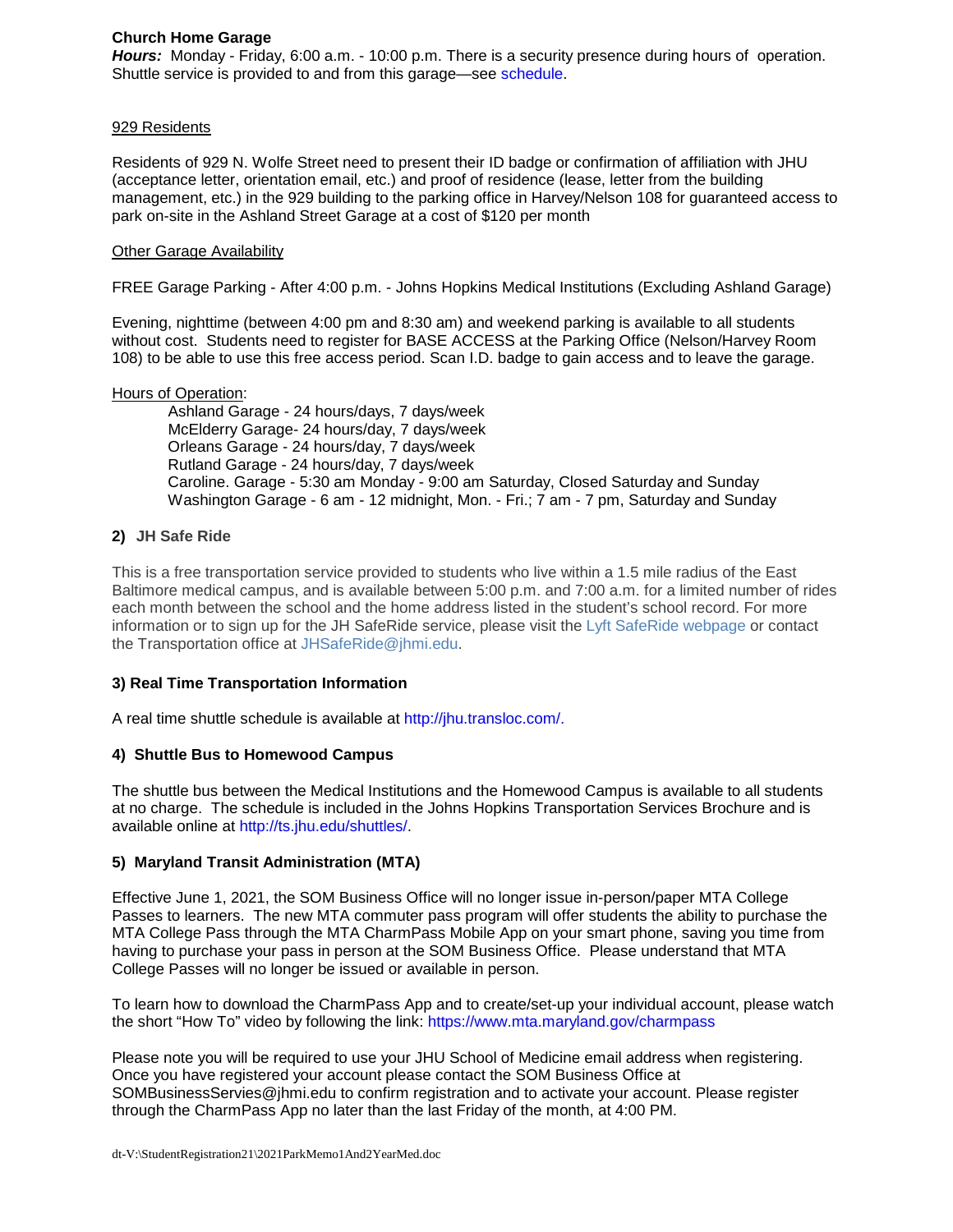**Church Home Garage**
***Hours:*** Monday - Friday, 6:00 a.m. - 10:00 p.m. There is a security presence during hours of operation. Shuttle service is provided to and from this garage—see schedule.

929 Residents

Residents of 929 N. Wolfe Street need to present their ID badge or confirmation of affiliation with JHU (acceptance letter, orientation email, etc.) and proof of residence (lease, letter from the building management, etc.) in the 929 building to the parking office in Harvey/Nelson 108 for guaranteed access to park on-site in the Ashland Street Garage at a cost of $120 per month

Other Garage Availability

FREE Garage Parking - After 4:00 p.m. - Johns Hopkins Medical Institutions (Excluding Ashland Garage)

Evening, nighttime (between 4:00 pm and 8:30 am) and weekend parking is available to all students without cost. Students need to register for BASE ACCESS at the Parking Office (Nelson/Harvey Room 108) to be able to use this free access period. Scan I.D. badge to gain access and to leave the garage.

Hours of Operation:

- Ashland Garage - 24 hours/days, 7 days/week
- McElderry Garage- 24 hours/day, 7 days/week
- Orleans Garage - 24 hours/day, 7 days/week
- Rutland Garage - 24 hours/day, 7 days/week
- Caroline. Garage - 5:30 am Monday - 9:00 am Saturday, Closed Saturday and Sunday
- Washington Garage - 6 am - 12 midnight, Mon. - Fri.; 7 am - 7 pm, Saturday and Sunday

### 2) JH Safe Ride

This is a free transportation service provided to students who live within a 1.5 mile radius of the East Baltimore medical campus, and is available between 5:00 p.m. and 7:00 a.m. for a limited number of rides each month between the school and the home address listed in the student's school record. For more information or to sign up for the JH SafeRide service, please visit the Lyft SafeRide webpage or contact the Transportation office at JHSafeRide@jhmi.edu.

### 3) Real Time Transportation Information

A real time shuttle schedule is available at http://jhu.transloc.com/.

### 4) Shuttle Bus to Homewood Campus

The shuttle bus between the Medical Institutions and the Homewood Campus is available to all students at no charge. The schedule is included in the Johns Hopkins Transportation Services Brochure and is available online at http://ts.jhu.edu/shuttles/.

### 5) Maryland Transit Administration (MTA)

Effective June 1, 2021, the SOM Business Office will no longer issue in-person/paper MTA College Passes to learners. The new MTA commuter pass program will offer students the ability to purchase the MTA College Pass through the MTA CharmPass Mobile App on your smart phone, saving you time from having to purchase your pass in person at the SOM Business Office. Please understand that MTA College Passes will no longer be issued or available in person.

To learn how to download the CharmPass App and to create/set-up your individual account, please watch the short "How To" video by following the link: https://www.mta.maryland.gov/charmpass

Please note you will be required to use your JHU School of Medicine email address when registering. Once you have registered your account please contact the SOM Business Office at SOMBusinessServies@jhmi.edu to confirm registration and to activate your account. Please register through the CharmPass App no later than the last Friday of the month, at 4:00 PM.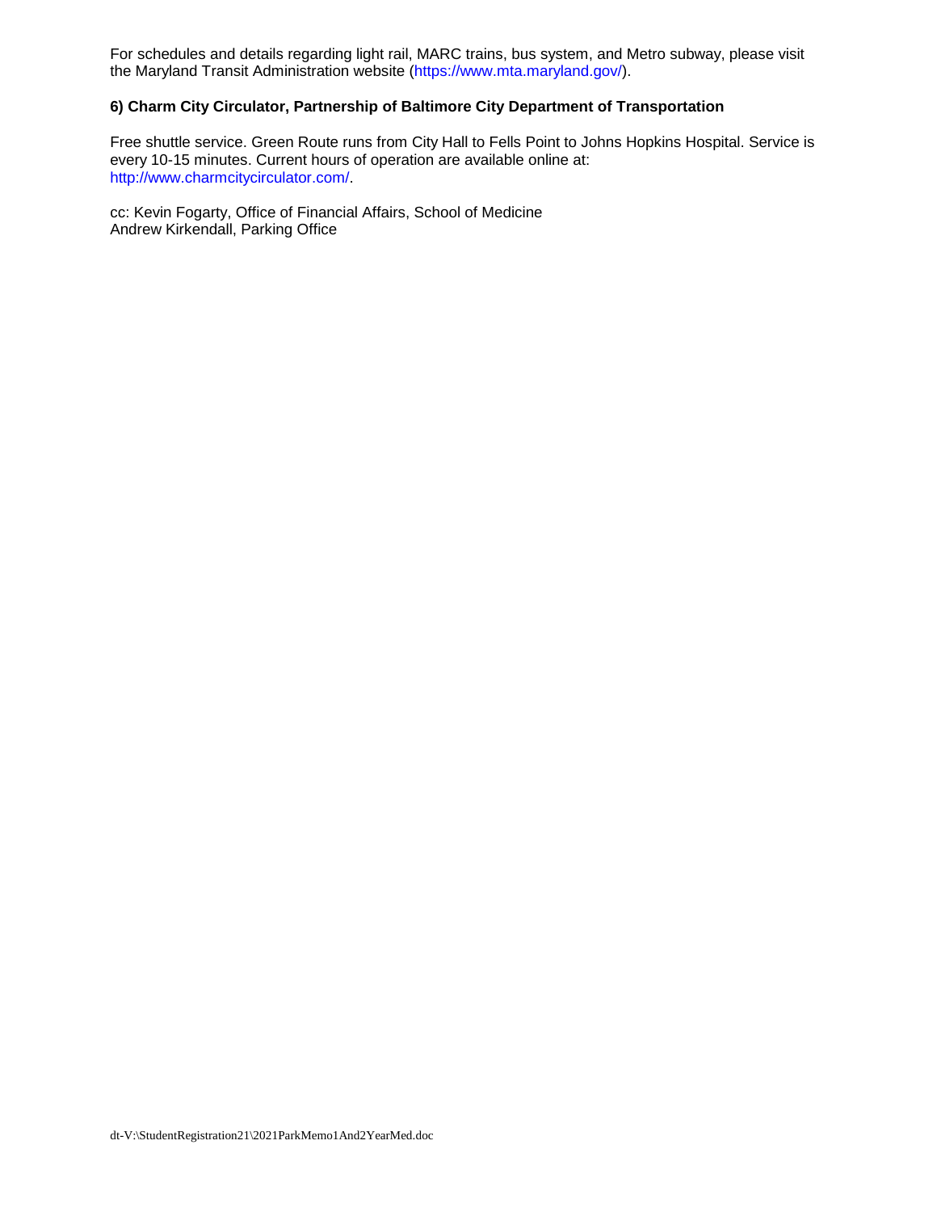For schedules and details regarding light rail, MARC trains, bus system, and Metro subway, please visit the Maryland Transit Administration website (https://www.mta.maryland.gov/).

**6) Charm City Circulator, Partnership of Baltimore City Department of Transportation**

Free shuttle service. Green Route runs from City Hall to Fells Point to Johns Hopkins Hospital. Service is every 10-15 minutes. Current hours of operation are available online at: http://www.charmcitycirculator.com/.

cc: Kevin Fogarty, Office of Financial Affairs, School of Medicine
Andrew Kirkendall, Parking Office

dt-V:\StudentRegistration21\2021ParkMemo1And2YearMed.doc